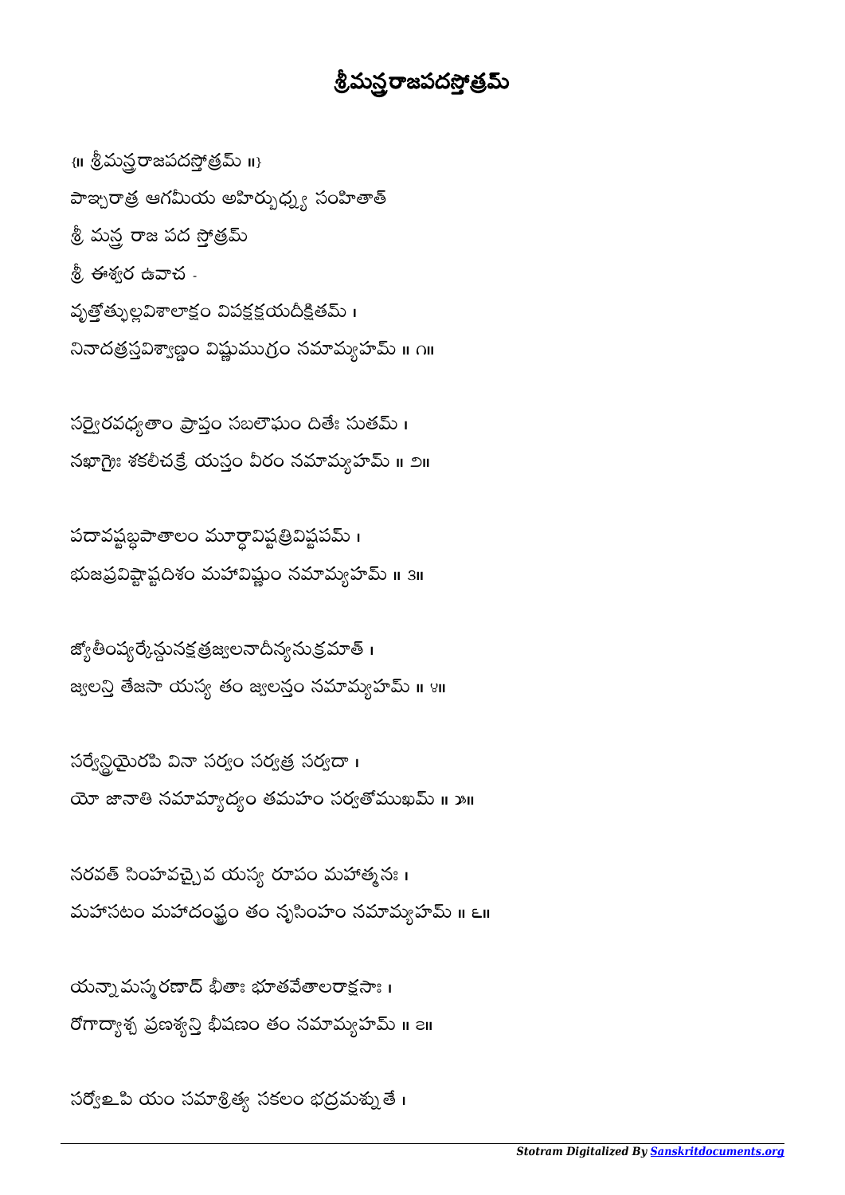# శ్రీమన్త్రరాజపదస్తోత్రమ్

{॥ శ్రీమన్త్రరాజపదస్తోత్రమ్ ॥}

పాఞ్చరాత్ర ఆగమీయ అహిర్బుధ్న్య సంహితాత్

శ్రీ మన్త్ర రాజ పద స్తోత్రమ్

శ్రీ ఈశ్వర ఉవాచ -

వృత్తోత్ఫుల్లవిశాలాక్షం విపక్షక్షయదీక్షితమ్ ।
నినాదత్రస్తవిశ్వాణ్డం విష్ణుముగ్రం నమామ్యహమ్ ॥ ౧॥

సర్వైరవధ్యతాం ప్రాప్తం సబలౌఘం దితేః సుతమ్ ।
నఖాగ్రైః శకలీచక్రే యస్తం వీరం నమామ్యహమ్ ॥ ౨॥

పదావష్టబ్ధపాతాలం మూర్ధావిష్టత్రివిష్టపమ్ ।
భుజప్రవిష్టాష్టదిశం మహావిష్ణుం నమామ్యహమ్ ॥ ౩॥

జ్యోతీంష్యర్కేన్దునక్షత్రజ్వలనాదీన్యనుక్రమాత్ ।
జ్వలన్తి తేజసా యస్య తం జ్వలన్తం నమామ్యహమ్ ॥ ౪॥

సర్వేన్ద్రియైరపి వినా సర్వం సర్వత్ర సర్వదా ।
యో జానాతి నమామ్యాద్యం తమహం సర్వతోముఖమ్ ॥ ౫॥

నరవత్ సింహవచ్చైవ యస్య రూపం మహాత్మనః ।
మహాసటం మహాదంష్ట్రం తం నృసింహం నమామ్యహమ్ ॥ ౬॥

యన్నామస్మరణాద్ భీతాః భూతవేతాలరాక్షసాః ।
రోగాద్యాశ్చ ప్రణశ్యన్తి భీషణం తం నమామ్యహమ్ ॥ ౭॥

సర్వోఽపి యం సమాశ్రిత్య సకలం భద్రమశ్నుతే ।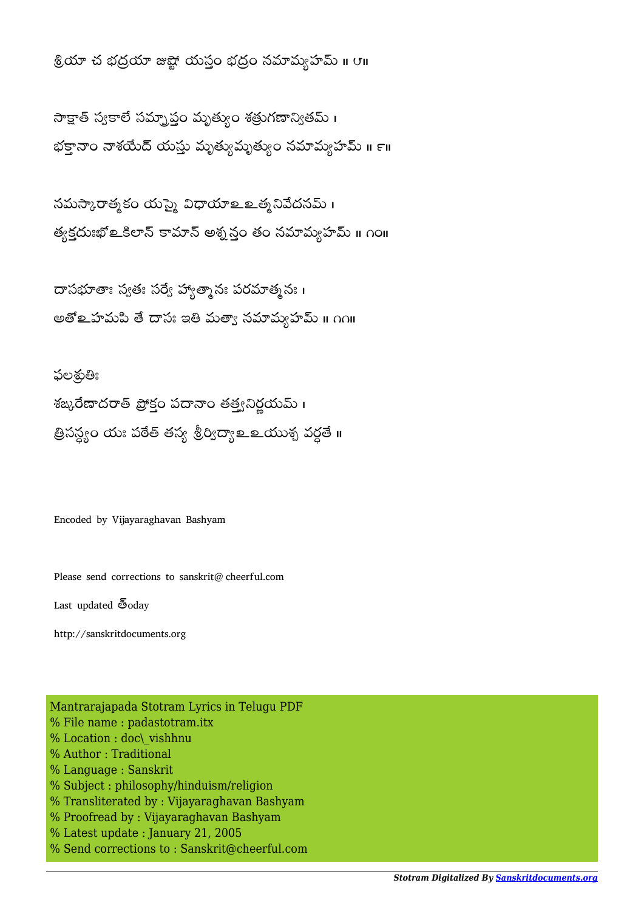శ్రియా చ భద్రయా జుష్టో యస్తం భద్రం నమామ్యహమ్ ॥ ౮॥

సాక్షాత్ స్వకాలే సమ్ప్రాప్తం మృత్యుం శత్రుగణాన్వితమ్ ।
భక్తానాం నాశయేద్ యస్తు మృత్యుమృత్యుం నమామ్యహమ్ ॥ ౯॥

నమస్కారాత్మకం యస్మై విధాయాఽఽత్మనివేదనమ్ ।
త్యక్తదుఃఖోఽకిలాన్ కామాన్ అశ్నన్తం తం నమామ్యహమ్ ॥ ౧౦॥

దాసభూతాః స్వతః సర్వే హ్యాత్మానః పరమాత్మనః ।
అతోఽహమపి తే దాసః ఇతి మత్వా నమామ్యహమ్ ॥ ౧౧॥

ఫలశ్రుతిః
శఙ్కరేణాదరాత్ ప్రోక్తం పదానాం తత్త్వనిర్ణయమ్ ।
త్రిసన్ధ్యం యః పఠేత్ తస్య శ్రీర్విద్యాఽఽయుశ్చ వర్ధతే ॥

Encoded by Vijayaraghavan Bashyam

Please send corrections to sanskrit@ cheerful.com

Last updated తోday

http://sanskritdocuments.org

Mantrarajapada Stotram Lyrics in Telugu PDF
% File name : padastotram.itx
% Location : doc\_vishhnu
% Author : Traditional
% Language : Sanskrit
% Subject : philosophy/hinduism/religion
% Transliterated by : Vijayaraghavan Bashyam
% Proofread by : Vijayaraghavan Bashyam
% Latest update : January 21, 2005
% Send corrections to : Sanskrit@cheerful.com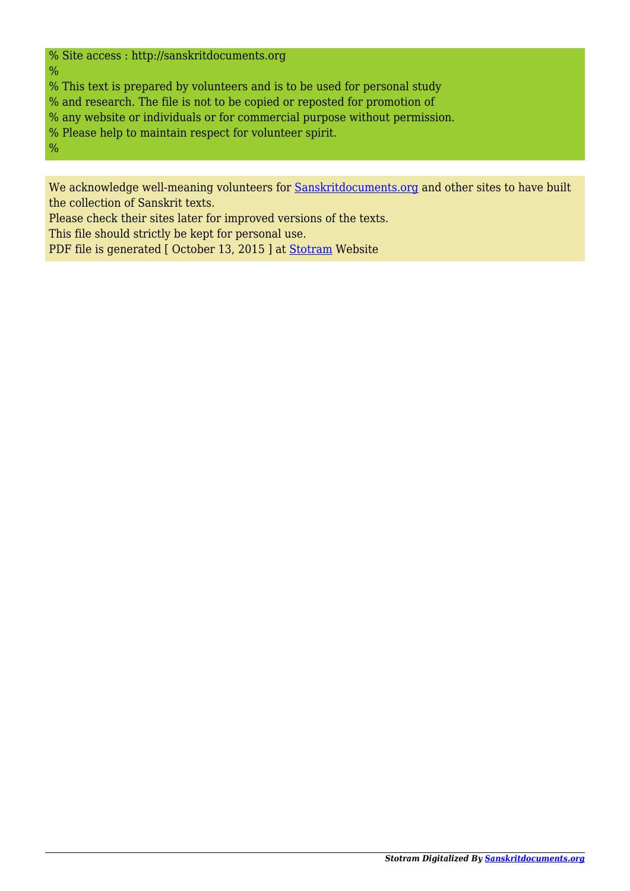% Site access : http://sanskritdocuments.org
%
% This text is prepared by volunteers and is to be used for personal study
% and research. The file is not to be copied or reposted for promotion of
% any website or individuals or for commercial purpose without permission.
% Please help to maintain respect for volunteer spirit.
%

We acknowledge well-meaning volunteers for [Sanskritdocuments.org](http://sanskritdocuments.org) and other sites to have built the collection of Sanskrit texts.
Please check their sites later for improved versions of the texts.
This file should strictly be kept for personal use.
PDF file is generated [ October 13, 2015 ] at [Stotram](http://stotram.org) Website